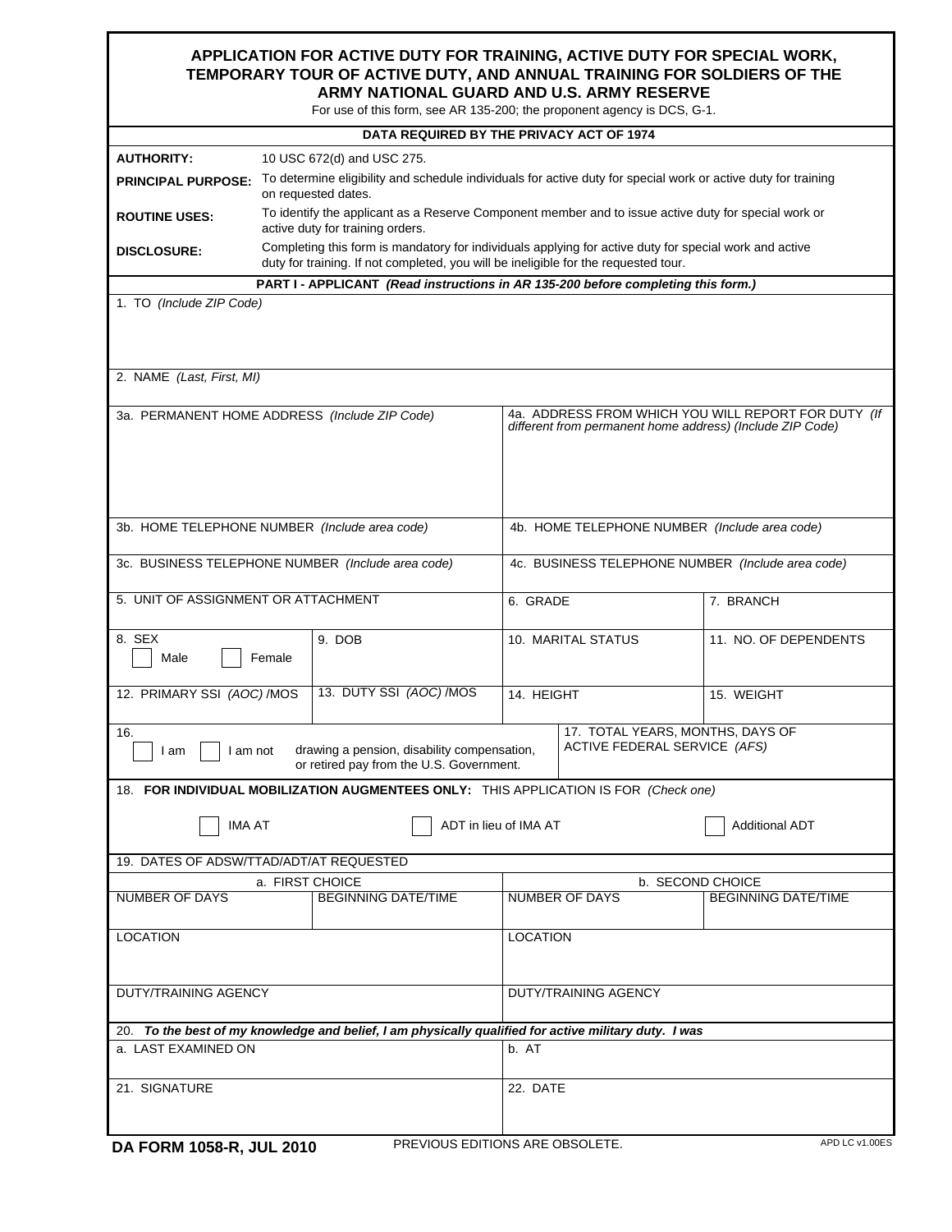# APPLICATION FOR ACTIVE DUTY FOR TRAINING, ACTIVE DUTY FOR SPECIAL WORK, TEMPORARY TOUR OF ACTIVE DUTY, AND ANNUAL TRAINING FOR SOLDIERS OF THE ARMY NATIONAL GUARD AND U.S. ARMY RESERVE

For use of this form, see AR 135-200; the proponent agency is DCS, G-1.

## DATA REQUIRED BY THE PRIVACY ACT OF 1974

| | |
|---|---|
| **AUTHORITY:** | 10 USC 672(d) and USC 275. |
| **PRINCIPAL PURPOSE:** | To determine eligibility and schedule individuals for active duty for special work or active duty for training on requested dates. |
| **ROUTINE USES:** | To identify the applicant as a Reserve Component member and to issue active duty for special work or active duty for training orders. |
| **DISCLOSURE:** | Completing this form is mandatory for individuals applying for active duty for special work and active duty for training. If not completed, you will be ineligible for the requested tour. |

## PART I - APPLICANT *(Read instructions in AR 135-200 before completing this form.)*

1. TO *(Include ZIP Code)*

2. NAME *(Last, First, MI)*

| | | | |
|---|---|---|---|
| 3a. PERMANENT HOME ADDRESS *(Include ZIP Code)* | | 4a. ADDRESS FROM WHICH YOU WILL REPORT FOR DUTY *(If different from permanent home address) (Include ZIP Code)* | |
| 3b. HOME TELEPHONE NUMBER *(Include area code)* | | 4b. HOME TELEPHONE NUMBER *(Include area code)* | |
| 3c. BUSINESS TELEPHONE NUMBER *(Include area code)* | | 4c. BUSINESS TELEPHONE NUMBER *(Include area code)* | |
| 5. UNIT OF ASSIGNMENT OR ATTACHMENT | | 6. GRADE | 7. BRANCH |
| 8. SEX ☐ Male ☐ Female | 9. DOB | 10. MARITAL STATUS | 11. NO. OF DEPENDENTS |
| 12. PRIMARY SSI *(AOC)* /MOS | 13. DUTY SSI *(AOC)* /MOS | 14. HEIGHT | 15. WEIGHT |

16. ☐ I am ☐ I am not drawing a pension, disability compensation, or retired pay from the U.S. Government.

17. TOTAL YEARS, MONTHS, DAYS OF ACTIVE FEDERAL SERVICE *(AFS)*

18. **FOR INDIVIDUAL MOBILIZATION AUGMENTEES ONLY:** THIS APPLICATION IS FOR *(Check one)*

☐ IMA AT ☐ ADT in lieu of IMA AT ☐ Additional ADT

19. DATES OF ADSW/TTAD/ADT/AT REQUESTED

| a. FIRST CHOICE | | b. SECOND CHOICE | |
|---|---|---|---|
| NUMBER OF DAYS | BEGINNING DATE/TIME | NUMBER OF DAYS | BEGINNING DATE/TIME |
| LOCATION | | LOCATION | |
| DUTY/TRAINING AGENCY | | DUTY/TRAINING AGENCY | |

20. ***To the best of my knowledge and belief, I am physically qualified for active military duty. I was***

| | |
|---|---|
| a. LAST EXAMINED ON | b. AT |
| 21. SIGNATURE | 22. DATE |

**DA FORM 1058-R, JUL 2010** PREVIOUS EDITIONS ARE OBSOLETE. APD LC v1.00ES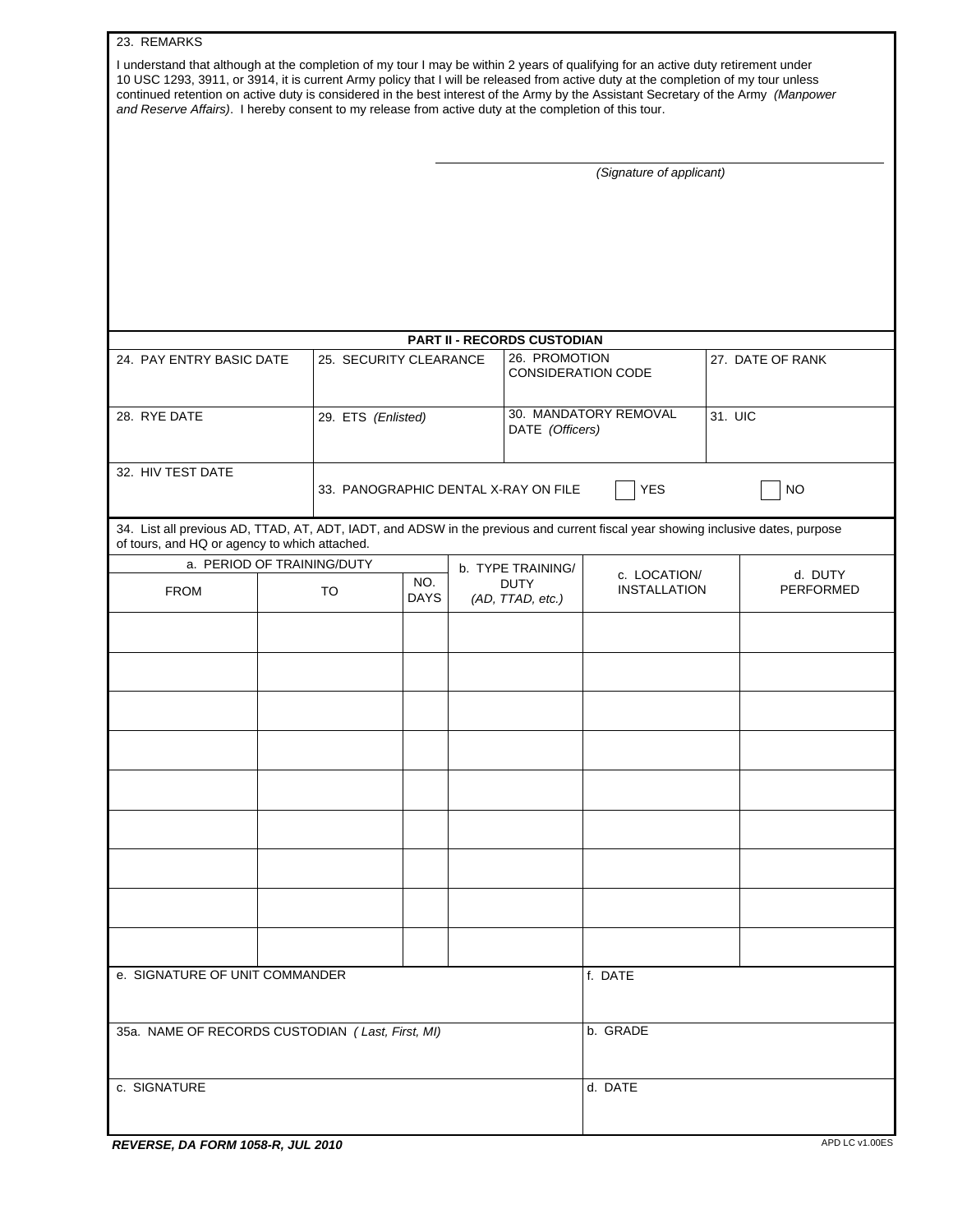23. REMARKS

I understand that although at the completion of my tour I may be within 2 years of qualifying for an active duty retirement under 10 USC 1293, 3911, or 3914, it is current Army policy that I will be released from active duty at the completion of my tour unless continued retention on active duty is considered in the best interest of the Army by the Assistant Secretary of the Army *(Manpower and Reserve Affairs)*. I hereby consent to my release from active duty at the completion of this tour.

*(Signature of applicant)*

## PART II - RECORDS CUSTODIAN

| 24. PAY ENTRY BASIC DATE | 25. SECURITY CLEARANCE | 26. PROMOTION CONSIDERATION CODE | 27. DATE OF RANK |
|---|---|---|---|
| 28. RYE DATE | 29. ETS *(Enlisted)* | 30. MANDATORY REMOVAL DATE *(Officers)* | 31. UIC |
| 32. HIV TEST DATE | 33. PANOGRAPHIC DENTAL X-RAY ON FILE ☐ YES ☐ NO | | |

34. List all previous AD, TTAD, AT, ADT, IADT, and ADSW in the previous and current fiscal year showing inclusive dates, purpose of tours, and HQ or agency to which attached.

| a. PERIOD OF TRAINING/DUTY | | | b. TYPE TRAINING/ DUTY *(AD, TTAD, etc.)* | c. LOCATION/ INSTALLATION | d. DUTY PERFORMED |
|---|---|---|---|---|---|
| FROM | TO | NO. DAYS | | | |
| | | | | | |
| | | | | | |
| | | | | | |
| | | | | | |
| | | | | | |
| | | | | | |
| | | | | | |
| | | | | | |
| | | | | | |

| | |
|---|---|
| e. SIGNATURE OF UNIT COMMANDER | f. DATE |
| 35a. NAME OF RECORDS CUSTODIAN *( Last, First, MI)* | b. GRADE |
| c. SIGNATURE | d. DATE |

***REVERSE, DA FORM 1058-R, JUL 2010*** APD LC v1.00ES